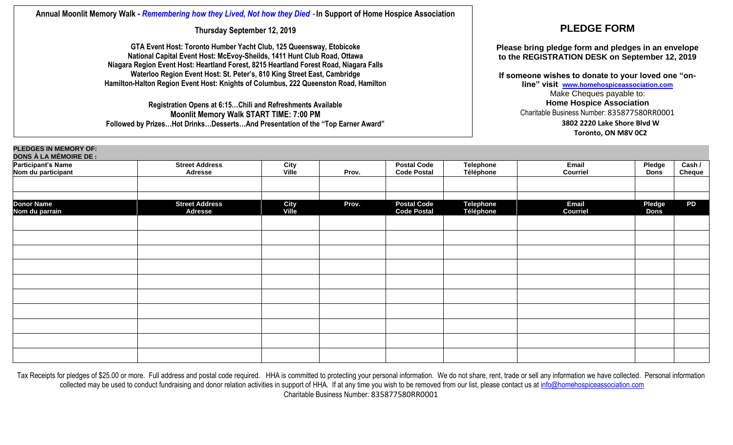**Annual Moonlit Memory Walk -** ***Remembering how they Lived, Not how they Died*** **- In Support of Home Hospice Association**

**Thursday September 12, 2019**

**GTA Event Host: Toronto Humber Yacht Club, 125 Queensway, Etobicoke**
**National Capital Event Host: McEvoy-Sheilds, 1411 Hunt Club Road, Ottawa**
**Niagara Region Event Host: Heartland Forest, 8215 Heartland Forest Road, Niagara Falls**
**Waterloo Region Event Host: St. Peter's, 810 King Street East, Cambridge**
**Hamilton-Halton Region Event Host: Knights of Columbus, 222 Queenston Road, Hamilton**

**Registration Opens at 6:15…Chili and Refreshments Available**
**Moonlit Memory Walk START TIME: 7:00 PM**
**Followed by Prizes…Hot Drinks…Desserts…And Presentation of the "Top Earner Award"**

## PLEDGE FORM

**Please bring pledge form and pledges in an envelope to the REGISTRATION DESK on September 12, 2019**

**If someone wishes to donate to your loved one "on-line" visit [www.homehospiceassociation.com](www.homehospiceassociation.com)**

Make Cheques payable to:
**Home Hospice Association**
Charitable Business Number: 835877580RR0001
**3802 2220 Lake Shore Blvd W**
**Toronto, ON M8V 0C2**

**PLEDGES IN MEMORY OF:**
**DONS À LA MÉMOIRE DE :**

| Participant's Name<br>Nom du participant | Street Address<br>Adresse | City<br>Ville | Prov. | Postal Code<br>Code Postal | Telephone<br>Téléphone | Email<br>Courriel | Pledge<br>Dons | Cash /<br>Cheque |
|---|---|---|---|---|---|---|---|---|
| | | | | | | | | |
| | | | | | | | | |

| Donor Name<br>Nom du parrain | Street Address<br>Adresse | City<br>Ville | Prov. | Postal Code<br>Code Postal | Telephone<br>Téléphone | Email<br>Courriel | Pledge<br>Dons | PD |
|---|---|---|---|---|---|---|---|---|
| | | | | | | | | |
| | | | | | | | | |
| | | | | | | | | |
| | | | | | | | | |
| | | | | | | | | |
| | | | | | | | | |
| | | | | | | | | |
| | | | | | | | | |
| | | | | | | | | |
| | | | | | | | | |

Tax Receipts for pledges of $25.00 or more. Full address and postal code required. HHA is committed to protecting your personal information. We do not share, rent, trade or sell any information we have collected. Personal information collected may be used to conduct fundraising and donor relation activities in support of HHA. If at any time you wish to be removed from our list, please contact us at [info@homehospiceassociation.com](mailto:info@homehospiceassociation.com)

Charitable Business Number: 835877580RR0001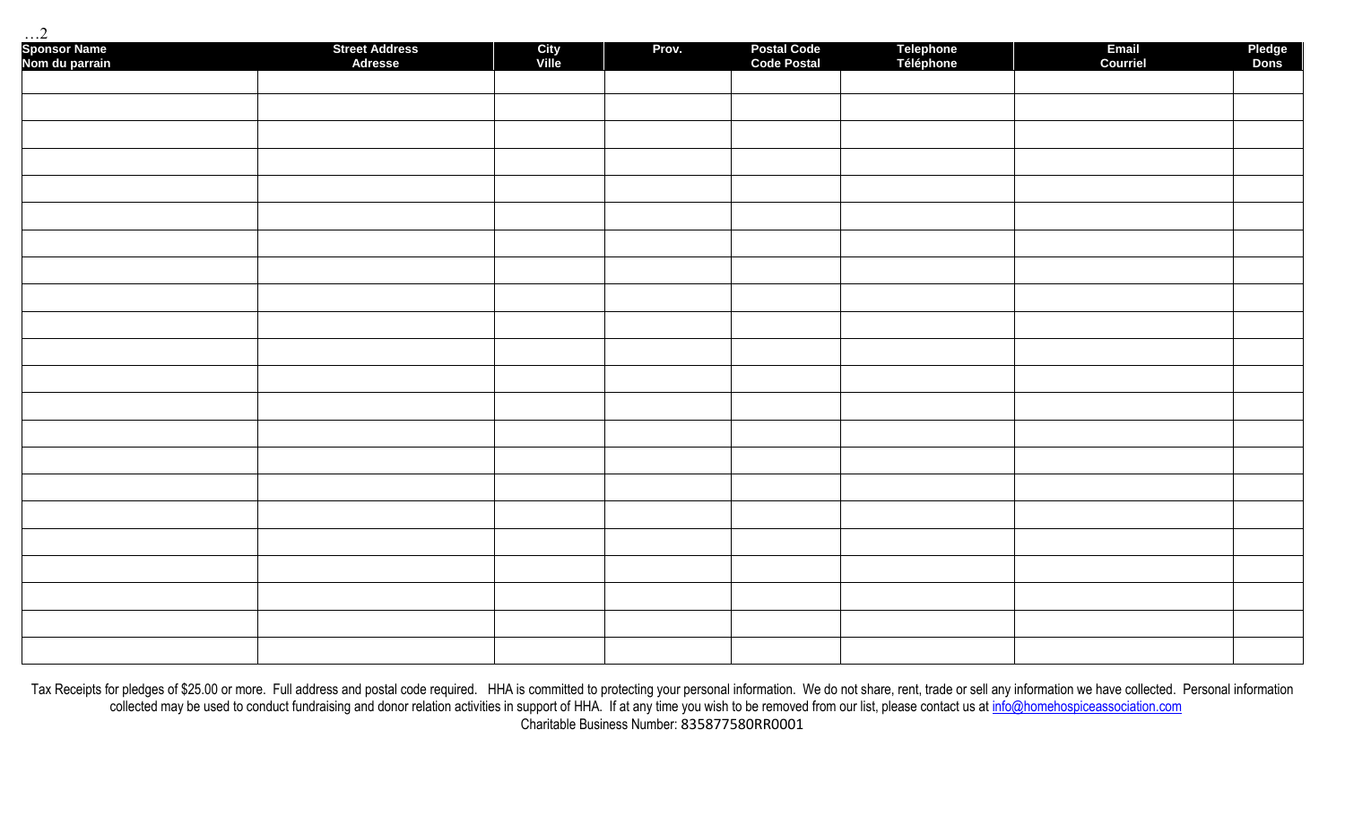…2

| Sponsor Name<br>Nom du parrain | Street Address<br>Adresse | City<br>Ville | Prov. | Postal Code<br>Code Postal | Telephone<br>Téléphone | Email<br>Courriel | Pledge<br>Dons |
|---|---|---|---|---|---|---|---|
| | | | | | | | |
| | | | | | | | |
| | | | | | | | |
| | | | | | | | |
| | | | | | | | |
| | | | | | | | |
| | | | | | | | |
| | | | | | | | |
| | | | | | | | |
| | | | | | | | |
| | | | | | | | |
| | | | | | | | |
| | | | | | | | |
| | | | | | | | |
| | | | | | | | |
| | | | | | | | |
| | | | | | | | |
| | | | | | | | |
| | | | | | | | |
| | | | | | | | |
| | | | | | | | |
| | | | | | | | |

Tax Receipts for pledges of $25.00 or more. Full address and postal code required. HHA is committed to protecting your personal information. We do not share, rent, trade or sell any information we have collected. Personal information collected may be used to conduct fundraising and donor relation activities in support of HHA. If at any time you wish to be removed from our list, please contact us at info@homehospiceassociation.com

Charitable Business Number: 835877580RR0001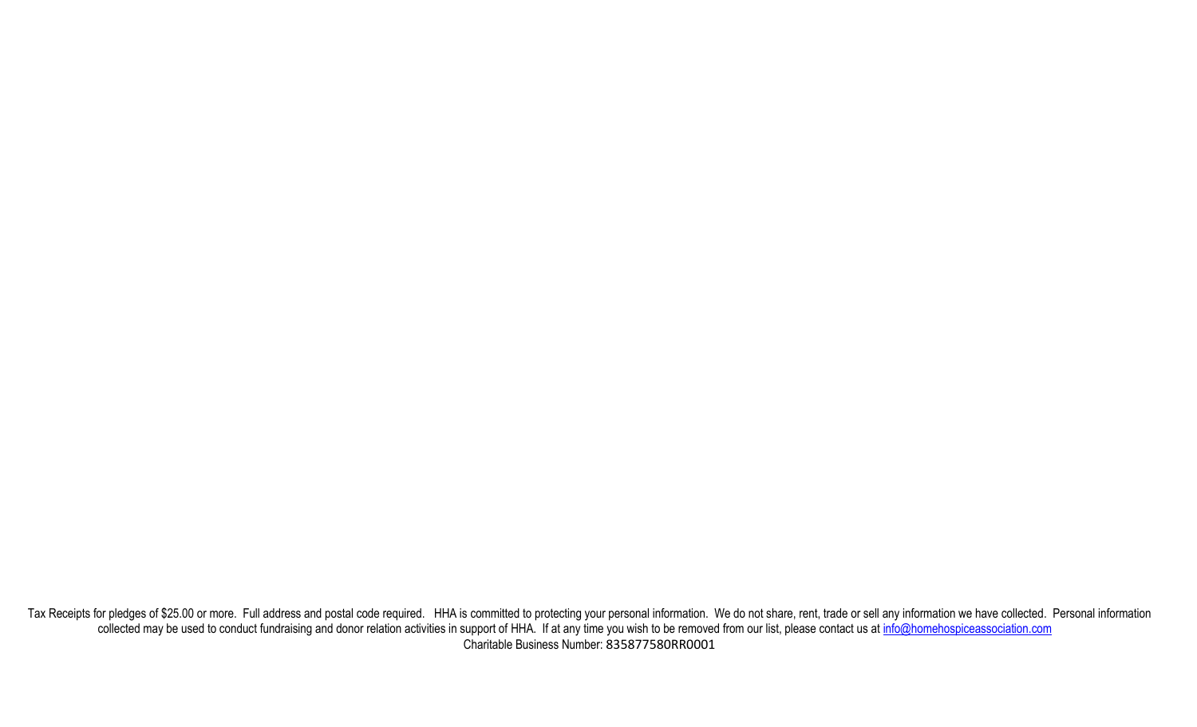Tax Receipts for pledges of $25.00 or more. Full address and postal code required. HHA is committed to protecting your personal information. We do not share, rent, trade or sell any information we have collected. Personal information collected may be used to conduct fundraising and donor relation activities in support of HHA. If at any time you wish to be removed from our list, please contact us at info@homehospiceassociation.com

Charitable Business Number: 835877580RR0001